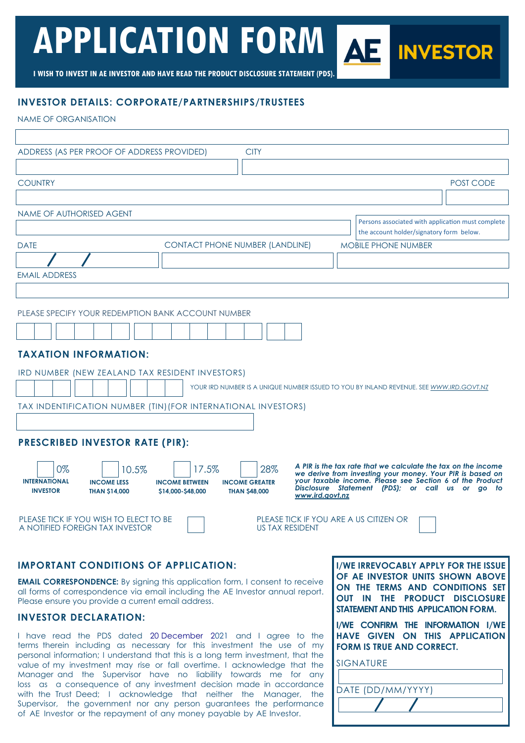# APPLICATION FORM

**AE INVESTOR**

**I WISH TO INVEST IN AE INVESTOR AND HAVE READ THE PRODUCT DISCLOSURE STATEMENT (PDS).**

## INVESTOR DETAILS: CORPORATE/PARTNERSHIPS/TRUSTEES

NAME OF ORGANISATION

ADDRESS (AS PER PROOF OF ADDRESS PROVIDED)

CITY

COUNTRY

POST CODE

NAME OF AUTHORISED AGENT

Persons associated with application must complete the account holder/signatory form below.

DATE

/ /

CONTACT PHONE NUMBER (LANDLINE)

MOBILE PHONE NUMBER

EMAIL ADDRESS

PLEASE SPECIFY YOUR REDEMPTION BANK ACCOUNT NUMBER

## TAXATION INFORMATION:

IRD NUMBER (NEW ZEALAND TAX RESIDENT INVESTORS)

YOUR IRD NUMBER IS A UNIQUE NUMBER ISSUED TO YOU BY INLAND REVENUE. SEE WWW.IRD.GOVT.NZ

TAX INDENTIFICATION NUMBER (TIN) (FOR INTERNATIONAL INVESTORS)

## PRESCRIBED INVESTOR RATE (PIR):

- 0% **INTERNATIONAL INVESTOR**
- 10.5% **INCOME LESS THAN $14,000**
- 17.5% **INCOME BETWEEN $14,000-$48,000**
- 28% **INCOME GREATER THAN $48,000**

***A PIR is the tax rate that we calculate the tax on the income we derive from investing your money. Your PIR is based on your taxable income. Please see Section 6 of the Product Disclosure Statement (PDS); or call us or go to www.ird.govt.nz***

PLEASE TICK IF YOU WISH TO ELECT TO BE A NOTIFIED FOREIGN TAX INVESTOR

PLEASE TICK IF YOU ARE A US CITIZEN OR US TAX RESIDENT

## IMPORTANT CONDITIONS OF APPLICATION:

**EMAIL CORRESPONDENCE:** By signing this application form, I consent to receive all forms of correspondence via email including the AE Investor annual report. Please ensure you provide a current email address.

## INVESTOR DECLARATION:

I have read the PDS dated 20 December 2021 and I agree to the terms therein including as necessary for this investment the use of my personal information; I understand that this is a long term investment, that the value of my investment may rise or fall overtime. I acknowledge that the Manager and the Supervisor have no liability towards me for any loss as a consequence of any investment decision made in accordance with the Trust Deed; I acknowledge that neither the Manager, the Supervisor, the government nor any person guarantees the performance of AE Investor or the repayment of any money payable by AE Investor.

**I/WE IRREVOCABLY APPLY FOR THE ISSUE OF AE INVESTOR UNITS SHOWN ABOVE ON THE TERMS AND CONDITIONS SET OUT IN THE PRODUCT DISCLOSURE STATEMENT AND THIS APPLICATION FORM.**

**I/WE CONFIRM THE INFORMATION I/WE HAVE GIVEN ON THIS APPLICATION FORM IS TRUE AND CORRECT.**

SIGNATURE

DATE (DD/MM/YYYY)

/ /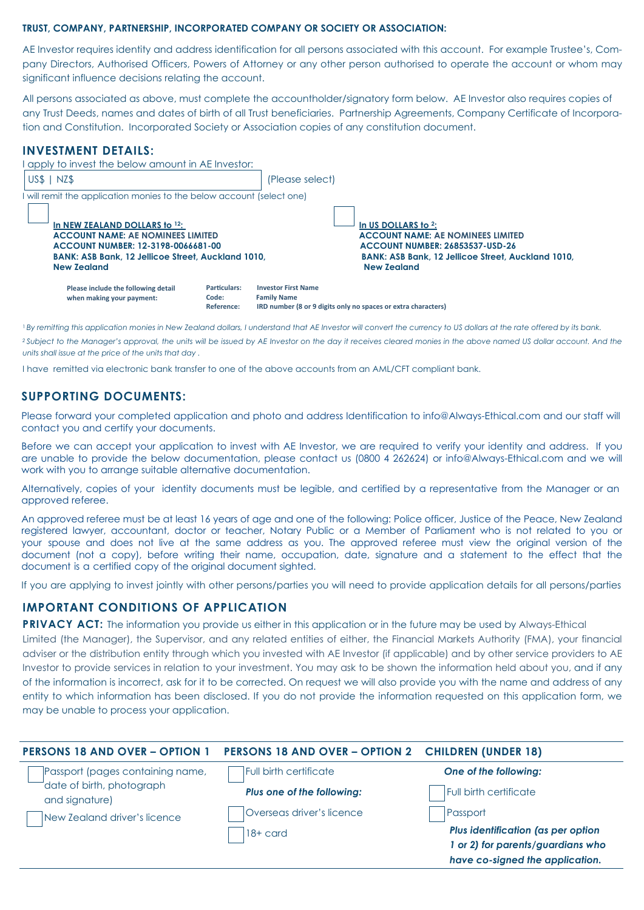**TRUST, COMPANY, PARTNERSHIP, INCORPORATED COMPANY OR SOCIETY OR ASSOCIATION:**

AE Investor requires identity and address identification for all persons associated with this account. For example Trustee's, Company Directors, Authorised Officers, Powers of Attorney or any other person authorised to operate the account or whom may significant influence decisions relating the account.

All persons associated as above, must complete the accountholder/signatory form below. AE Investor also requires copies of any Trust Deeds, names and dates of birth of all Trust beneficiaries. Partnership Agreements, Company Certificate of Incorporation and Constitution. Incorporated Society or Association copies of any constitution document.

## INVESTMENT DETAILS:

I apply to invest the below amount in AE Investor:

US$ | NZ$ (Please select)

I will remit the application monies to the below account (select one)

☐ **In NEW ZEALAND DOLLARS to [12]:**
**ACCOUNT NAME: AE NOMINEES LIMITED**
**ACCOUNT NUMBER: 12-3198-0066681-00**
**BANK: ASB Bank, 12 Jellicoe Street, Auckland 1010, New Zealand**

☐ **In US DOLLARS to [2]:**
**ACCOUNT NAME: AE NOMINEES LIMITED**
**ACCOUNT NUMBER: 26853537-USD-26**
**BANK: ASB Bank, 12 Jellicoe Street, Auckland 1010, New Zealand**

**Please include the following detail when making your payment:**

| | |
|---|---|
| **Particulars:** | **Investor First Name** |
| **Code:** | **Family Name** |
| **Reference:** | **IRD number (8 or 9 digits only no spaces or extra characters)** |

*[1] By remitting this application monies in New Zealand dollars, I understand that AE Investor will convert the currency to US dollars at the rate offered by its bank.*

*[2] Subject to the Manager's approval, the units will be issued by AE Investor on the day it receives cleared monies in the above named US dollar account. And the units shall issue at the price of the units that day .*

I have remitted via electronic bank transfer to one of the above accounts from an AML/CFT compliant bank.

## SUPPORTING DOCUMENTS:

Please forward your completed application and photo and address Identification to info@Always-Ethical.com and our staff will contact you and certify your documents.

Before we can accept your application to invest with AE Investor, we are required to verify your identity and address. If you are unable to provide the below documentation, please contact us (0800 4 262624) or info@Always-Ethical.com and we will work with you to arrange suitable alternative documentation.

Alternatively, copies of your identity documents must be legible, and certified by a representative from the Manager or an approved referee.

An approved referee must be at least 16 years of age and one of the following: Police officer, Justice of the Peace, New Zealand registered lawyer, accountant, doctor or teacher, Notary Public or a Member of Parliament who is not related to you or your spouse and does not live at the same address as you. The approved referee must view the original version of the document (not a copy), before writing their name, occupation, date, signature and a statement to the effect that the document is a certified copy of the original document sighted.

If you are applying to invest jointly with other persons/parties you will need to provide application details for all persons/parties

## IMPORTANT CONDITIONS OF APPLICATION

**PRIVACY ACT:** The information you provide us either in this application or in the future may be used by Always-Ethical Limited (the Manager), the Supervisor, and any related entities of either, the Financial Markets Authority (FMA), your financial adviser or the distribution entity through which you invested with AE Investor (if applicable) and by other service providers to AE Investor to provide services in relation to your investment. You may ask to be shown the information held about you, and if any of the information is incorrect, ask for it to be corrected. On request we will also provide you with the name and address of any entity to which information has been disclosed. If you do not provide the information requested on this application form, we may be unable to process your application.

| PERSONS 18 AND OVER – OPTION 1 | PERSONS 18 AND OVER – OPTION 2 | CHILDREN (UNDER 18) |
|---|---|---|
| ☐ Passport (pages containing name, date of birth, photograph and signature) | ☐ Full birth certificate | ***One of the following:*** |
| ☐ New Zealand driver's licence | ***Plus one of the following:*** | ☐ Full birth certificate |
| | ☐ Overseas driver's licence | ☐ Passport |
| | ☐ 18+ card | ***Plus identification (as per option 1 or 2) for parents/guardians who have co-signed the application.*** |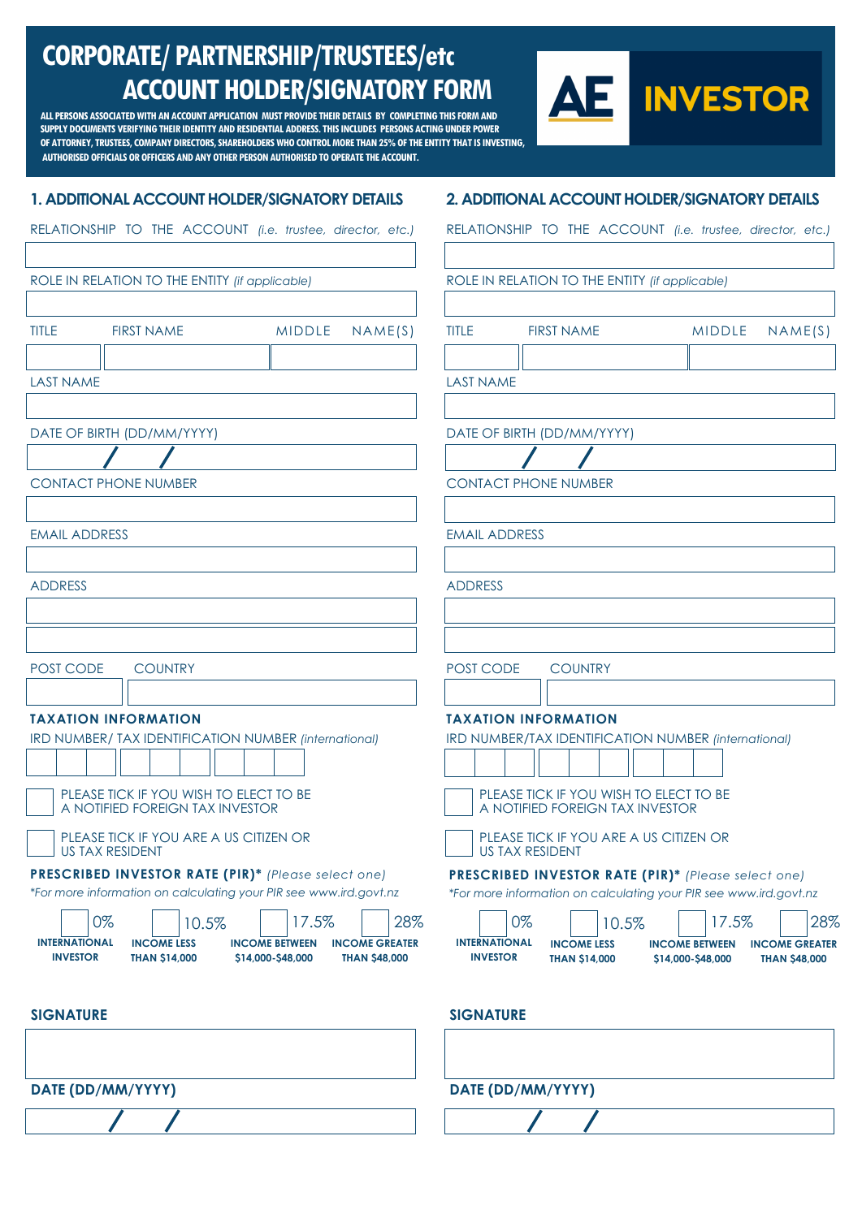# CORPORATE/ PARTNERSHIP/TRUSTEES/etc ACCOUNT HOLDER/SIGNATORY FORM

**ALL PERSONS ASSOCIATED WITH AN ACCOUNT APPLICATION MUST PROVIDE THEIR DETAILS BY COMPLETING THIS FORM AND SUPPLY DOCUMENTS VERIFYING THEIR IDENTITY AND RESIDENTIAL ADDRESS. THIS INCLUDES PERSONS ACTING UNDER POWER OF ATTORNEY, TRUSTEES, COMPANY DIRECTORS, SHAREHOLDERS WHO CONTROL MORE THAN 25% OF THE ENTITY THAT IS INVESTING, AUTHORISED OFFICIALS OR OFFICERS AND ANY OTHER PERSON AUTHORISED TO OPERATE THE ACCOUNT.**

AE INVESTOR

## 1. ADDITIONAL ACCOUNT HOLDER/SIGNATORY DETAILS

RELATIONSHIP TO THE ACCOUNT *(i.e. trustee, director, etc.)*

ROLE IN RELATION TO THE ENTITY *(if applicable)*

TITLE | FIRST NAME | MIDDLE NAME(S)

LAST NAME

DATE OF BIRTH (DD/MM/YYYY)

/ /

CONTACT PHONE NUMBER

EMAIL ADDRESS

ADDRESS

POST CODE | COUNTRY

### TAXATION INFORMATION

IRD NUMBER/ TAX IDENTIFICATION NUMBER *(international)*

☐ PLEASE TICK IF YOU WISH TO ELECT TO BE A NOTIFIED FOREIGN TAX INVESTOR

☐ PLEASE TICK IF YOU ARE A US CITIZEN OR US TAX RESIDENT

**PRESCRIBED INVESTOR RATE (PIR)\*** *(Please select one)*

*\*For more information on calculating your PIR see www.ird.govt.nz*

| ☐ 0% | ☐ 10.5% | ☐ 17.5% | ☐ 28% |
|---|---|---|---|
| INTERNATIONAL INVESTOR | INCOME LESS THAN $14,000 | INCOME BETWEEN $14,000-$48,000 | INCOME GREATER THAN $48,000 |

**SIGNATURE**

**DATE (DD/MM/YYYY)**

/ /

## 2. ADDITIONAL ACCOUNT HOLDER/SIGNATORY DETAILS

RELATIONSHIP TO THE ACCOUNT *(i.e. trustee, director, etc.)*

ROLE IN RELATION TO THE ENTITY *(if applicable)*

TITLE | FIRST NAME | MIDDLE NAME(S)

LAST NAME

DATE OF BIRTH (DD/MM/YYYY)

/ /

CONTACT PHONE NUMBER

EMAIL ADDRESS

ADDRESS

POST CODE | COUNTRY

### TAXATION INFORMATION

IRD NUMBER/TAX IDENTIFICATION NUMBER *(international)*

☐ PLEASE TICK IF YOU WISH TO ELECT TO BE A NOTIFIED FOREIGN TAX INVESTOR

☐ PLEASE TICK IF YOU ARE A US CITIZEN OR US TAX RESIDENT

**PRESCRIBED INVESTOR RATE (PIR)\*** *(Please select one)*

*\*For more information on calculating your PIR see www.ird.govt.nz*

| ☐ 0% | ☐ 10.5% | ☐ 17.5% | ☐ 28% |
|---|---|---|---|
| INTERNATIONAL INVESTOR | INCOME LESS THAN $14,000 | INCOME BETWEEN $14,000-$48,000 | INCOME GREATER THAN $48,000 |

**SIGNATURE**

**DATE (DD/MM/YYYY)**

/ /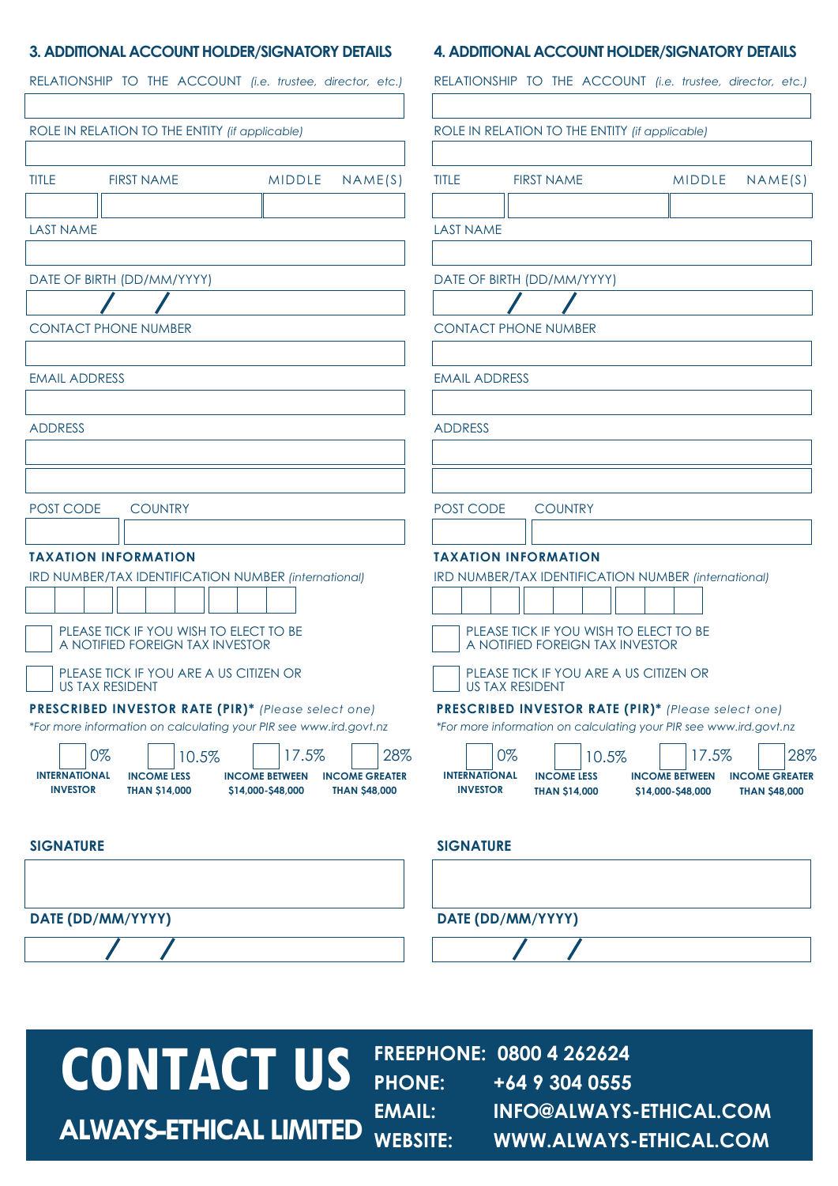## 3. ADDITIONAL ACCOUNT HOLDER/SIGNATORY DETAILS

RELATIONSHIP TO THE ACCOUNT *(i.e. trustee, director, etc.)*

ROLE IN RELATION TO THE ENTITY *(if applicable)*

TITLE FIRST NAME MIDDLE NAME(S)

LAST NAME

DATE OF BIRTH (DD/MM/YYYY)

/ /

CONTACT PHONE NUMBER

EMAIL ADDRESS

ADDRESS

POST CODE COUNTRY

**TAXATION INFORMATION**

IRD NUMBER/TAX IDENTIFICATION NUMBER *(international)*

☐ PLEASE TICK IF YOU WISH TO ELECT TO BE A NOTIFIED FOREIGN TAX INVESTOR

☐ PLEASE TICK IF YOU ARE A US CITIZEN OR US TAX RESIDENT

**PRESCRIBED INVESTOR RATE (PIR)*** *(Please select one)*

*\*For more information on calculating your PIR see www.ird.govt.nz*

| ☐ 0% | ☐ 10.5% | ☐ 17.5% | ☐ 28% |
|---|---|---|---|
| **INTERNATIONAL INVESTOR** | **INCOME LESS THAN $14,000** | **INCOME BETWEEN $14,000-$48,000** | **INCOME GREATER THAN $48,000** |

**SIGNATURE**

**DATE (DD/MM/YYYY)**

/ /

## 4. ADDITIONAL ACCOUNT HOLDER/SIGNATORY DETAILS

RELATIONSHIP TO THE ACCOUNT *(i.e. trustee, director, etc.)*

ROLE IN RELATION TO THE ENTITY *(if applicable)*

TITLE FIRST NAME MIDDLE NAME(S)

LAST NAME

DATE OF BIRTH (DD/MM/YYYY)

/ /

CONTACT PHONE NUMBER

EMAIL ADDRESS

ADDRESS

POST CODE COUNTRY

**TAXATION INFORMATION**

IRD NUMBER/TAX IDENTIFICATION NUMBER *(international)*

☐ PLEASE TICK IF YOU WISH TO ELECT TO BE A NOTIFIED FOREIGN TAX INVESTOR

☐ PLEASE TICK IF YOU ARE A US CITIZEN OR US TAX RESIDENT

**PRESCRIBED INVESTOR RATE (PIR)*** *(Please select one)*

*\*For more information on calculating your PIR see www.ird.govt.nz*

| ☐ 0% | ☐ 10.5% | ☐ 17.5% | ☐ 28% |
|---|---|---|---|
| **INTERNATIONAL INVESTOR** | **INCOME LESS THAN $14,000** | **INCOME BETWEEN $14,000-$48,000** | **INCOME GREATER THAN $48,000** |

**SIGNATURE**

**DATE (DD/MM/YYYY)**

/ /

# CONTACT US

## ALWAYS-ETHICAL LIMITED

**FREEPHONE:** 0800 4 262624
**PHONE:** +64 9 304 0555
**EMAIL:** INFO@ALWAYS-ETHICAL.COM
**WEBSITE:** WWW.ALWAYS-ETHICAL.COM